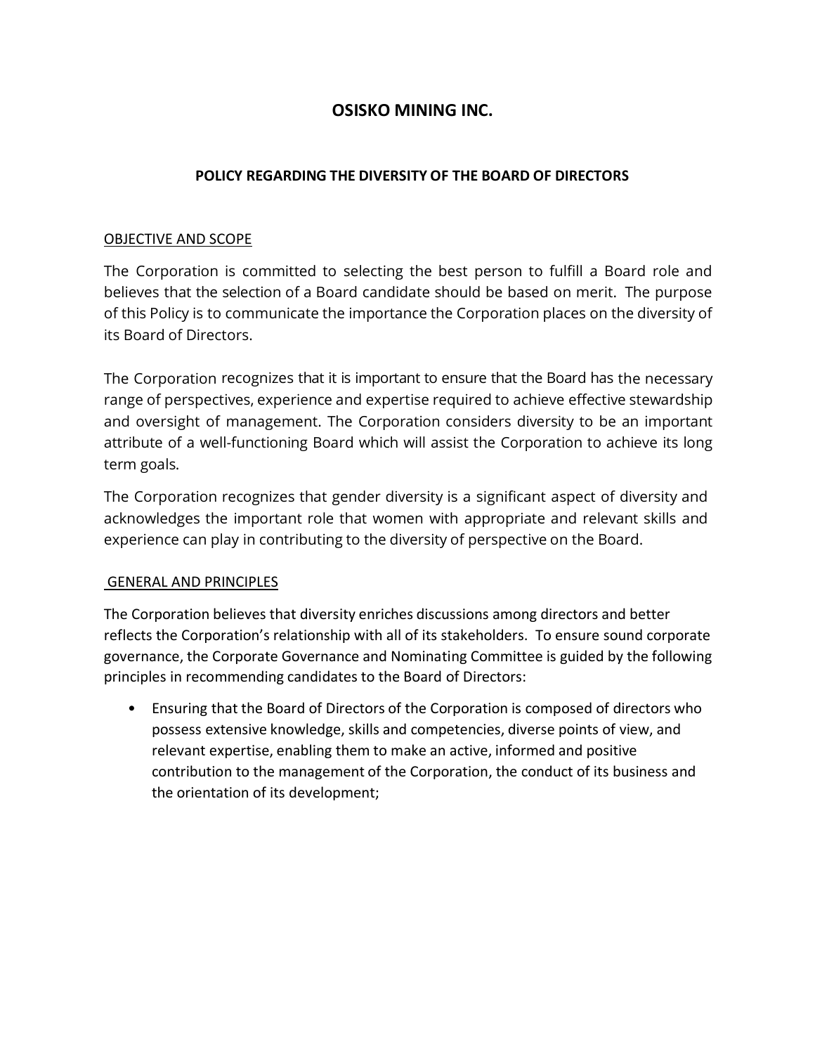# OSISKO MINING INC.

## POLICY REGARDING THE DIVERSITY OF THE BOARD OF DIRECTORS

### OBJECTIVE AND SCOPE

The Corporation is committed to selecting the best person to fulfill a Board role and believes that the selection of a Board candidate should be based on merit. The purpose of this Policy is to communicate the importance the Corporation places on the diversity of its Board of Directors.

The Corporation recognizes that it is important to ensure that the Board has the necessary range of perspectives, experience and expertise required to achieve effective stewardship and oversight of management. The Corporation considers diversity to be an important attribute of a well-functioning Board which will assist the Corporation to achieve its long term goals.

The Corporation recognizes that gender diversity is a significant aspect of diversity and acknowledges the important role that women with appropriate and relevant skills and experience can play in contributing to the diversity of perspective on the Board.

### GENERAL AND PRINCIPLES

The Corporation believes that diversity enriches discussions among directors and better reflects the Corporation's relationship with all of its stakeholders. To ensure sound corporate governance, the Corporate Governance and Nominating Committee is guided by the following principles in recommending candidates to the Board of Directors:

- Ensuring that the Board of Directors of the Corporation is composed of directors who possess extensive knowledge, skills and competencies, diverse points of view, and relevant expertise, enabling them to make an active, informed and positive contribution to the management of the Corporation, the conduct of its business and the orientation of its development;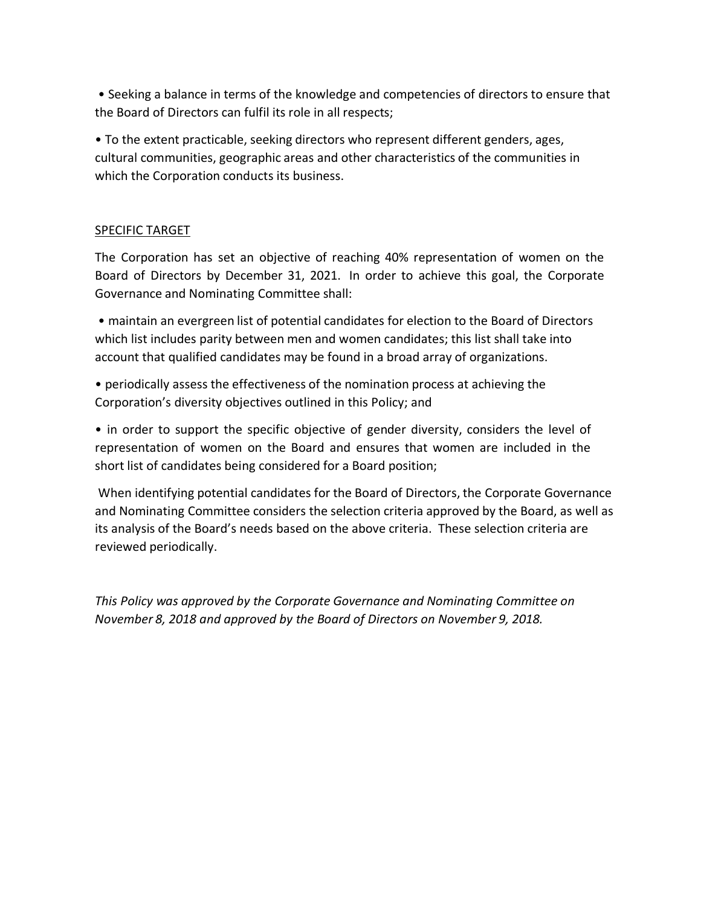- Seeking a balance in terms of the knowledge and competencies of directors to ensure that the Board of Directors can fulfil its role in all respects;
- To the extent practicable, seeking directors who represent different genders, ages, cultural communities, geographic areas and other characteristics of the communities in which the Corporation conducts its business.

## SPECIFIC TARGET

The Corporation has set an objective of reaching 40% representation of women on the Board of Directors by December 31, 2021. In order to achieve this goal, the Corporate Governance and Nominating Committee shall:

- maintain an evergreen list of potential candidates for election to the Board of Directors which list includes parity between men and women candidates; this list shall take into account that qualified candidates may be found in a broad array of organizations.
- periodically assess the effectiveness of the nomination process at achieving the Corporation's diversity objectives outlined in this Policy; and
- in order to support the specific objective of gender diversity, considers the level of representation of women on the Board and ensures that women are included in the short list of candidates being considered for a Board position;

When identifying potential candidates for the Board of Directors, the Corporate Governance and Nominating Committee considers the selection criteria approved by the Board, as well as its analysis of the Board's needs based on the above criteria. These selection criteria are reviewed periodically.

*This Policy was approved by the Corporate Governance and Nominating Committee on November 8, 2018 and approved by the Board of Directors on November 9, 2018.*